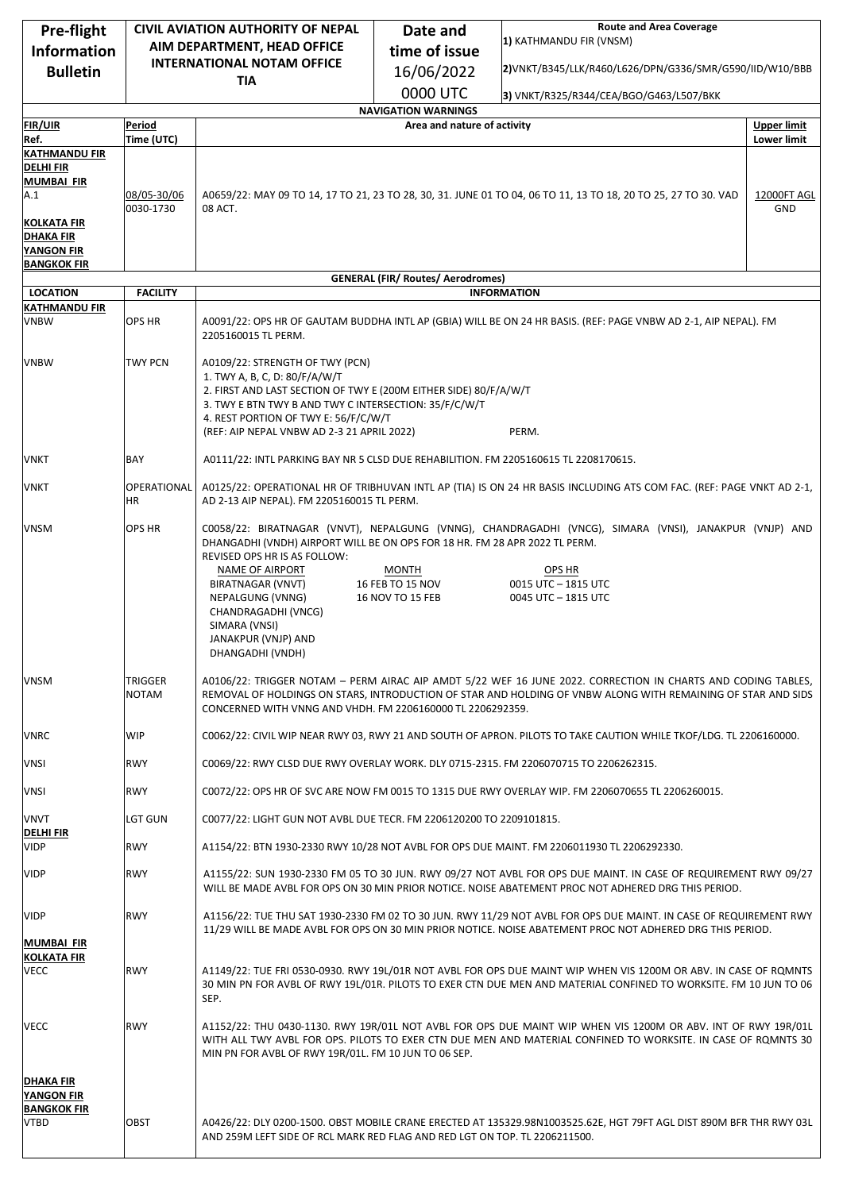| Pre-flight Information Bulletin | CIVIL AVIATION AUTHORITY OF NEPAL AIM DEPARTMENT, HEAD OFFICE INTERNATIONAL NOTAM OFFICE TIA | Date and time of issue 16/06/2022 0000 UTC | Route and Area Coverage 1) KATHMANDU FIR (VNSM) 2)VNKT/B345/LLK/R460/L626/DPN/G336/SMR/G590/IID/W10/BBB 3) VNKT/R325/R344/CEA/BGO/G463/L507/BKK |
|---|---|---|---|

## NAVIGATION WARNINGS

| FIR/UIR Ref. | Period Time (UTC) | Area and nature of activity | Upper limit Lower limit |
|---|---|---|---|
| KATHMANDU FIR DELHI FIR MUMBAI FIR A.1 KOLKATA FIR DHAKA FIR YANGON FIR BANGKOK FIR | 08/05-30/06 0030-1730 | A0659/22: MAY 09 TO 14, 17 TO 21, 23 TO 28, 30, 31. JUNE 01 TO 04, 06 TO 11, 13 TO 18, 20 TO 25, 27 TO 30. VAD 08 ACT. | 12000FT AGL GND |

## GENERAL (FIR/ Routes/ Aerodromes)

| LOCATION | FACILITY | INFORMATION |
|---|---|---|
| **KATHMANDU FIR** | | |
| VNBW | OPS HR | A0091/22: OPS HR OF GAUTAM BUDDHA INTL AP (GBIA) WILL BE ON 24 HR BASIS. (REF: PAGE VNBW AD 2-1, AIP NEPAL). FM 2205160015 TL PERM. |
| VNBW | TWY PCN | A0109/22: STRENGTH OF TWY (PCN)<br>1. TWY A, B, C, D: 80/F/A/W/T<br>2. FIRST AND LAST SECTION OF TWY E (200M EITHER SIDE) 80/F/A/W/T<br>3. TWY E BTN TWY B AND TWY C INTERSECTION: 35/F/C/W/T<br>4. REST PORTION OF TWY E: 56/F/C/W/T<br>(REF: AIP NEPAL VNBW AD 2-3 21 APRIL 2022) PERM. |
| VNKT | BAY | A0111/22: INTL PARKING BAY NR 5 CLSD DUE REHABILITION. FM 2205160615 TL 2208170615. |
| VNKT | OPERATIONAL HR | A0125/22: OPERATIONAL HR OF TRIBHUVAN INTL AP (TIA) IS ON 24 HR BASIS INCLUDING ATS COM FAC. (REF: PAGE VNKT AD 2-1, AD 2-13 AIP NEPAL). FM 2205160015 TL PERM. |
| VNSM | OPS HR | C0058/22: BIRATNAGAR (VNVT), NEPALGUNG (VNNG), CHANDRAGADHI (VNCG), SIMARA (VNSI), JANAKPUR (VNJP) AND DHANGADHI (VNDH) AIRPORT WILL BE ON OPS FOR 18 HR. FM 28 APR 2022 TL PERM.<br>REVISED OPS HR IS AS FOLLOW:<br>NAME OF AIRPORT / MONTH / OPS HR<br>BIRATNAGAR (VNVT), NEPALGUNG (VNNG), CHANDRAGADHI (VNCG), SIMARA (VNSI), JANAKPUR (VNJP) AND DHANGADHI (VNDH):<br>16 FEB TO 15 NOV — 0015 UTC – 1815 UTC<br>16 NOV TO 15 FEB — 0045 UTC – 1815 UTC |
| VNSM | TRIGGER NOTAM | A0106/22: TRIGGER NOTAM – PERM AIRAC AIP AMDT 5/22 WEF 16 JUNE 2022. CORRECTION IN CHARTS AND CODING TABLES, REMOVAL OF HOLDINGS ON STARS, INTRODUCTION OF STAR AND HOLDING OF VNBW ALONG WITH REMAINING OF STAR AND SIDS CONCERNED WITH VNNG AND VHDH. FM 2206160000 TL 2206292359. |
| VNRC | WIP | C0062/22: CIVIL WIP NEAR RWY 03, RWY 21 AND SOUTH OF APRON. PILOTS TO TAKE CAUTION WHILE TKOF/LDG. TL 2206160000. |
| VNSI | RWY | C0069/22: RWY CLSD DUE RWY OVERLAY WORK. DLY 0715-2315. FM 2206070715 TO 2206262315. |
| VNSI | RWY | C0072/22: OPS HR OF SVC ARE NOW FM 0015 TO 1315 DUE RWY OVERLAY WIP. FM 2206070655 TL 2206260015. |
| VNVT | LGT GUN | C0077/22: LIGHT GUN NOT AVBL DUE TECR. FM 2206120200 TO 2209101815. |
| **DELHI FIR** | | |
| VIDP | RWY | A1154/22: BTN 1930-2330 RWY 10/28 NOT AVBL FOR OPS DUE MAINT. FM 2206011930 TL 2206292330. |
| VIDP | RWY | A1155/22: SUN 1930-2330 FM 05 TO 30 JUN. RWY 09/27 NOT AVBL FOR OPS DUE MAINT. IN CASE OF REQUIREMENT RWY 09/27 WILL BE MADE AVBL FOR OPS ON 30 MIN PRIOR NOTICE. NOISE ABATEMENT PROC NOT ADHERED DRG THIS PERIOD. |
| VIDP | RWY | A1156/22: TUE THU SAT 1930-2330 FM 02 TO 30 JUN. RWY 11/29 NOT AVBL FOR OPS DUE MAINT. IN CASE OF REQUIREMENT RWY 11/29 WILL BE MADE AVBL FOR OPS ON 30 MIN PRIOR NOTICE. NOISE ABATEMENT PROC NOT ADHERED DRG THIS PERIOD. |
| **MUMBAI FIR** | | |
| **KOLKATA FIR** | | |
| VECC | RWY | A1149/22: TUE FRI 0530-0930. RWY 19L/01R NOT AVBL FOR OPS DUE MAINT WIP WHEN VIS 1200M OR ABV. IN CASE OF RQMNTS 30 MIN PN FOR AVBL OF RWY 19L/01R. PILOTS TO EXER CTN DUE MEN AND MATERIAL CONFINED TO WORKSITE. FM 10 JUN TO 06 SEP. |
| VECC | RWY | A1152/22: THU 0430-1130. RWY 19R/01L NOT AVBL FOR OPS DUE MAINT WIP WHEN VIS 1200M OR ABV. INT OF RWY 19R/01L WITH ALL TWY AVBL FOR OPS. PILOTS TO EXER CTN DUE MEN AND MATERIAL CONFINED TO WORKSITE. IN CASE OF RQMNTS 30 MIN PN FOR AVBL OF RWY 19R/01L. FM 10 JUN TO 06 SEP. |
| **DHAKA FIR** | | |
| **YANGON FIR** | | |
| **BANGKOK FIR** | | |
| VTBD | OBST | A0426/22: DLY 0200-1500. OBST MOBILE CRANE ERECTED AT 135329.98N1003525.62E, HGT 79FT AGL DIST 890M BFR THR RWY 03L AND 259M LEFT SIDE OF RCL MARK RED FLAG AND RED LGT ON TOP. TL 2206211500. |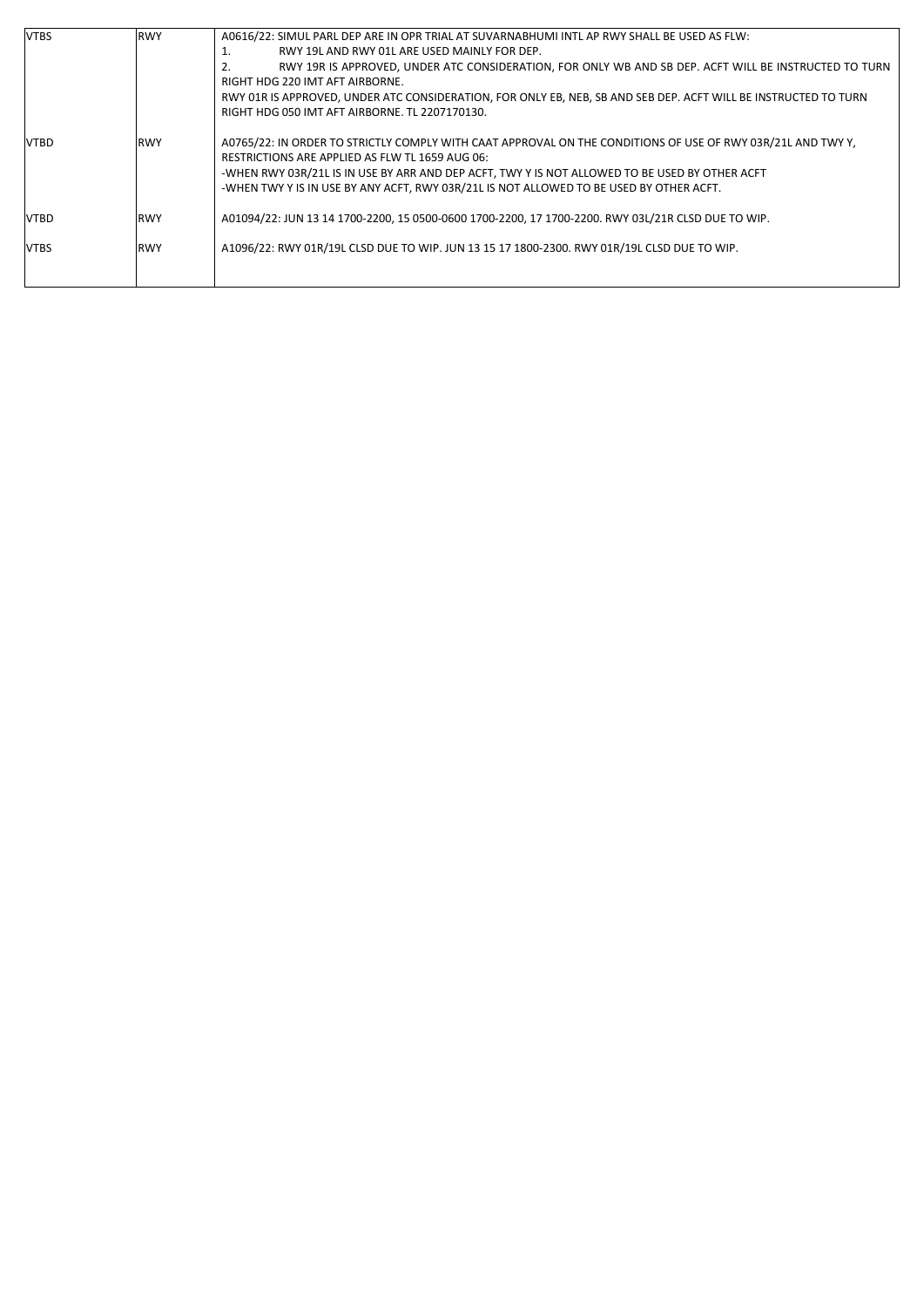| | | |
|---|---|---|
| VTBS | RWY | A0616/22: SIMUL PARL DEP ARE IN OPR TRIAL AT SUVARNABHUMI INTL AP RWY SHALL BE USED AS FLW:<br>1. RWY 19L AND RWY 01L ARE USED MAINLY FOR DEP.<br>2. RWY 19R IS APPROVED, UNDER ATC CONSIDERATION, FOR ONLY WB AND SB DEP. ACFT WILL BE INSTRUCTED TO TURN RIGHT HDG 220 IMT AFT AIRBORNE.<br>RWY 01R IS APPROVED, UNDER ATC CONSIDERATION, FOR ONLY EB, NEB, SB AND SEB DEP. ACFT WILL BE INSTRUCTED TO TURN RIGHT HDG 050 IMT AFT AIRBORNE. TL 2207170130. |
| VTBD | RWY | A0765/22: IN ORDER TO STRICTLY COMPLY WITH CAAT APPROVAL ON THE CONDITIONS OF USE OF RWY 03R/21L AND TWY Y, RESTRICTIONS ARE APPLIED AS FLW TL 1659 AUG 06:<br>-WHEN RWY 03R/21L IS IN USE BY ARR AND DEP ACFT, TWY Y IS NOT ALLOWED TO BE USED BY OTHER ACFT<br>-WHEN TWY Y IS IN USE BY ANY ACFT, RWY 03R/21L IS NOT ALLOWED TO BE USED BY OTHER ACFT. |
| VTBD | RWY | A01094/22: JUN 13 14 1700-2200, 15 0500-0600 1700-2200, 17 1700-2200. RWY 03L/21R CLSD DUE TO WIP. |
| VTBS | RWY | A1096/22: RWY 01R/19L CLSD DUE TO WIP. JUN 13 15 17 1800-2300. RWY 01R/19L CLSD DUE TO WIP. |